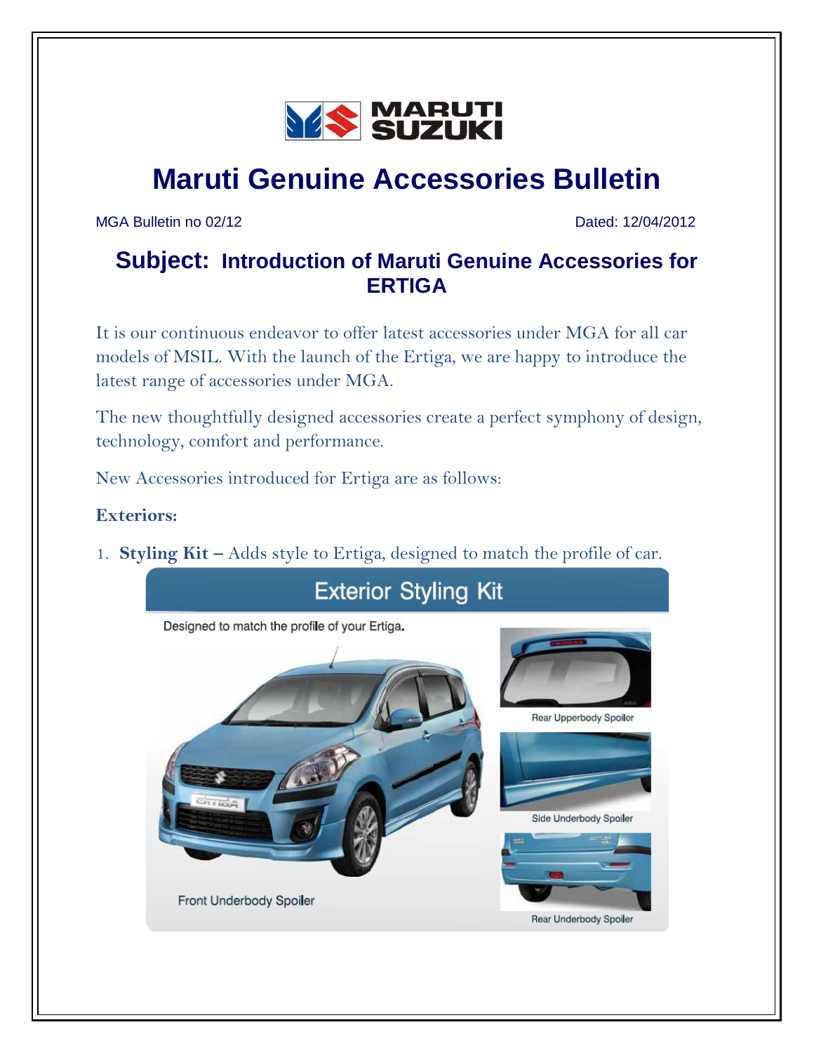# Maruti Genuine Accessories Bulletin

MGA Bulletin no 02/12 Dated: 12/04/2012

## Subject: Introduction of Maruti Genuine Accessories for ERTIGA

It is our continuous endeavor to offer latest accessories under MGA for all car models of MSIL. With the launch of the Ertiga, we are happy to introduce the latest range of accessories under MGA.

The new thoughtfully designed accessories create a perfect symphony of design, technology, comfort and performance.

New Accessories introduced for Ertiga are as follows:

**Exteriors:**

1. **Styling Kit –** Adds style to Ertiga, designed to match the profile of car.

Exterior Styling Kit

Designed to match the profile of your Ertiga.

Rear Upperbody Spoiler

Side Underbody Spoiler

Front Underbody Spoiler

Rear Underbody Spoiler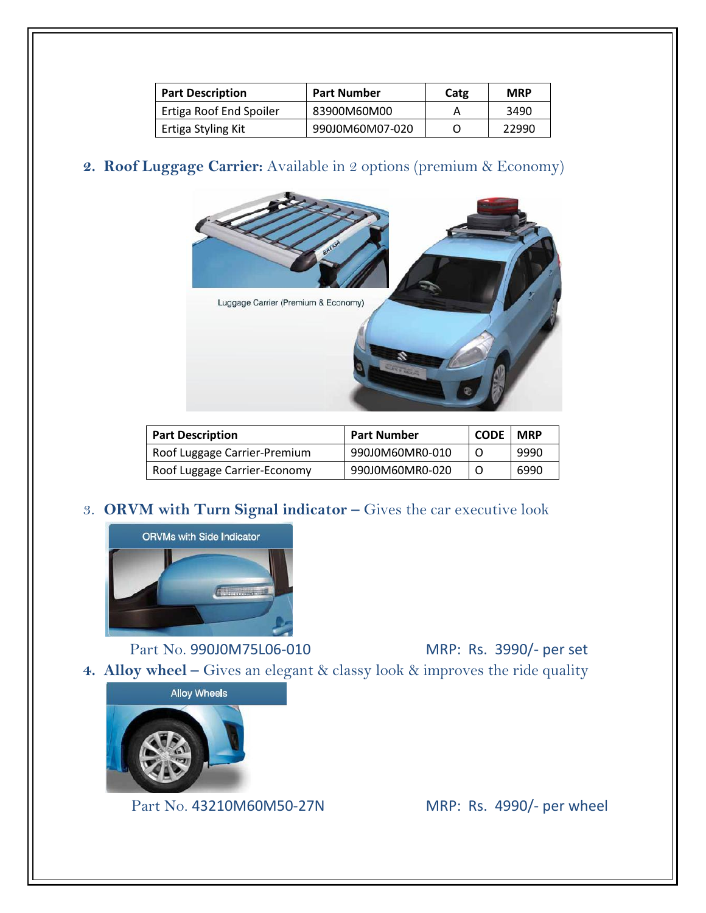| Part Description | Part Number | Catg | MRP |
| --- | --- | --- | --- |
| Ertiga Roof End Spoiler | 83900M60M00 | A | 3490 |
| Ertiga Styling Kit | 990J0M60M07-020 | O | 22990 |

**2. Roof Luggage Carrier:** Available in 2 options (premium & Economy)

Luggage Carrier (Premium & Economy)

| Part Description | Part Number | CODE | MRP |
| --- | --- | --- | --- |
| Roof Luggage Carrier-Premium | 990J0M60MR0-010 | O | 9990 |
| Roof Luggage Carrier-Economy | 990J0M60MR0-020 | O | 6990 |

3. **ORVM with Turn Signal indicator –** Gives the car executive look

ORVMs with Side Indicator

Part No. 990J0M75L06-010 MRP: Rs. 3990/- per set

**4. Alloy wheel –** Gives an elegant & classy look & improves the ride quality

Alloy Wheels

Part No. 43210M60M50-27N MRP: Rs. 4990/- per wheel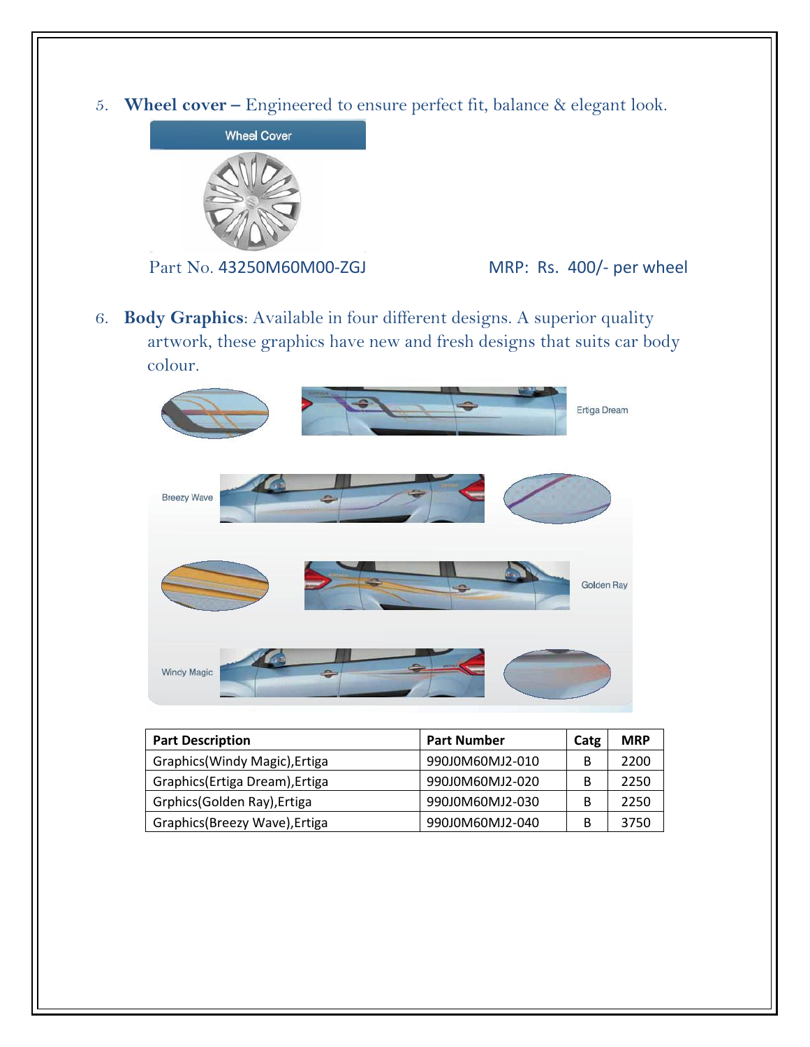5. **Wheel cover –** Engineered to ensure perfect fit, balance & elegant look.

Wheel Cover

Part No. 43250M60M00-ZGJ MRP: Rs. 400/- per wheel

6. **Body Graphics**: Available in four different designs. A superior quality artwork, these graphics have new and fresh designs that suits car body colour.

Ertiga Dream

Breezy Wave

Golden Ray

Windy Magic

| Part Description | Part Number | Catg | MRP |
|---|---|---|---|
| Graphics(Windy Magic),Ertiga | 990J0M60MJ2-010 | B | 2200 |
| Graphics(Ertiga Dream),Ertiga | 990J0M60MJ2-020 | B | 2250 |
| Grphics(Golden Ray),Ertiga | 990J0M60MJ2-030 | B | 2250 |
| Graphics(Breezy Wave),Ertiga | 990J0M60MJ2-040 | B | 3750 |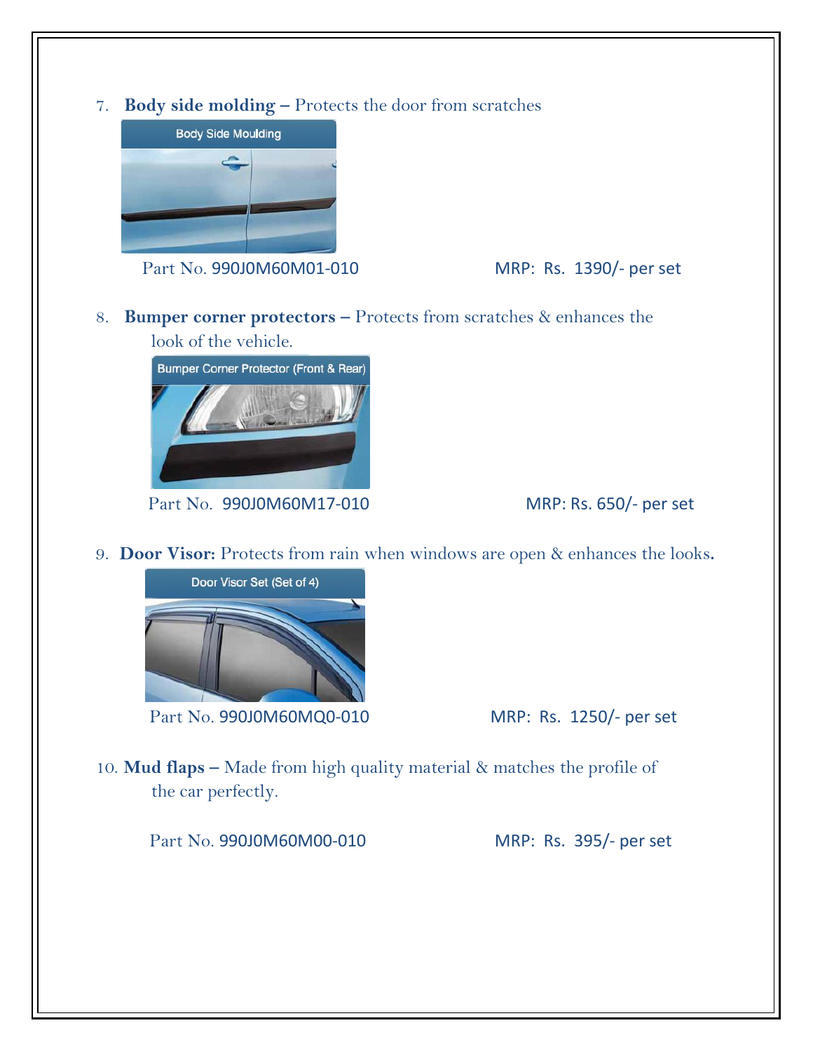7. **Body side molding –** Protects the door from scratches

   Body Side Moulding

   Part No. 990J0M60M01-010 MRP: Rs. 1390/- per set

8. **Bumper corner protectors –** Protects from scratches & enhances the look of the vehicle.

   Bumper Corner Protector (Front & Rear)

   Part No. 990J0M60M17-010 MRP: Rs. 650/- per set

9. **Door Visor:** Protects from rain when windows are open & enhances the looks.

   Door Visor Set (Set of 4)

   Part No. 990J0M60MQ0-010 MRP: Rs. 1250/- per set

10. **Mud flaps –** Made from high quality material & matches the profile of the car perfectly.

    Part No. 990J0M60M00-010 MRP: Rs. 395/- per set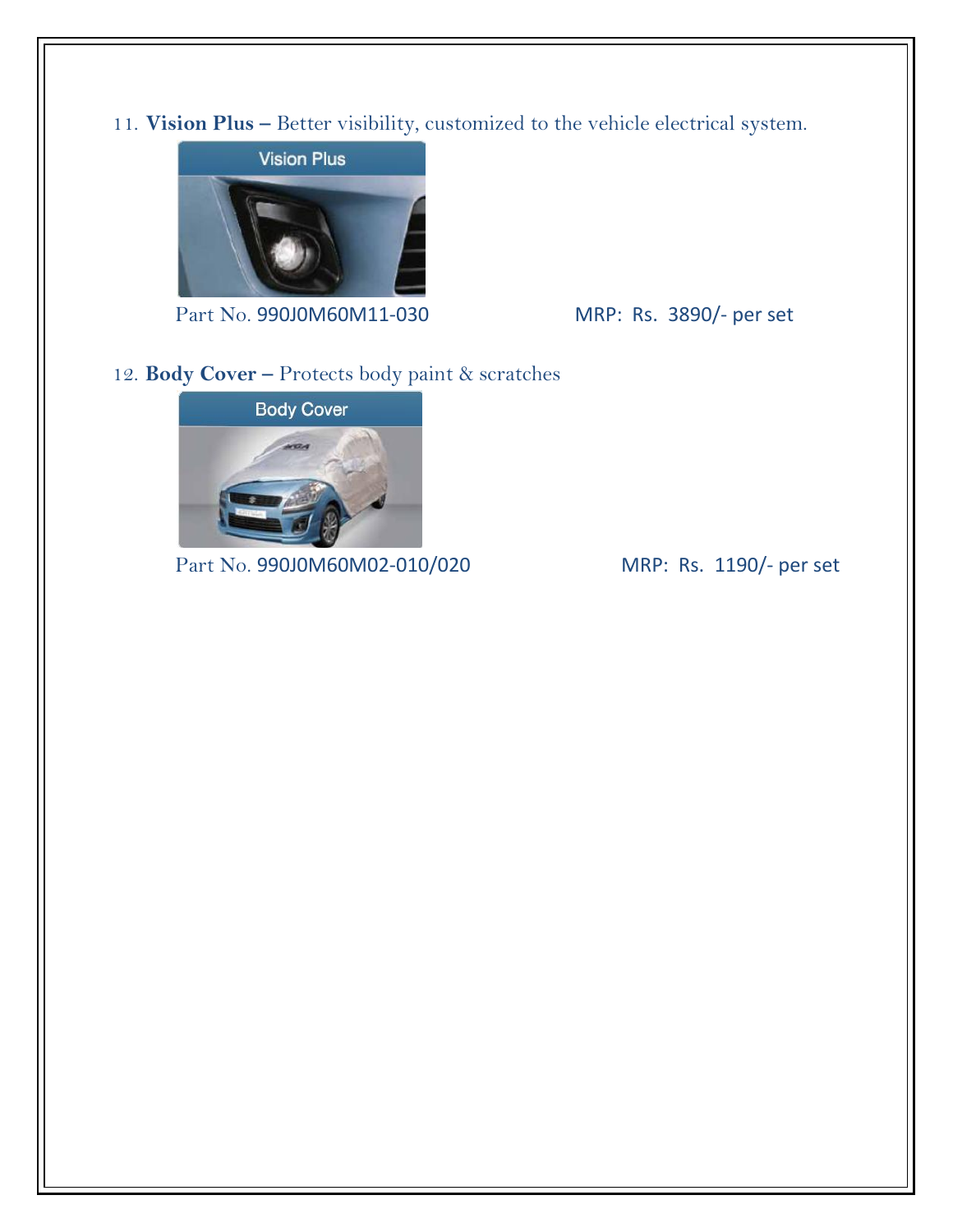11. **Vision Plus –** Better visibility, customized to the vehicle electrical system.

Part No. 990J0M60M11-030 MRP: Rs. 3890/- per set

12. **Body Cover –** Protects body paint & scratches

Part No. 990J0M60M02-010/020 MRP: Rs. 1190/- per set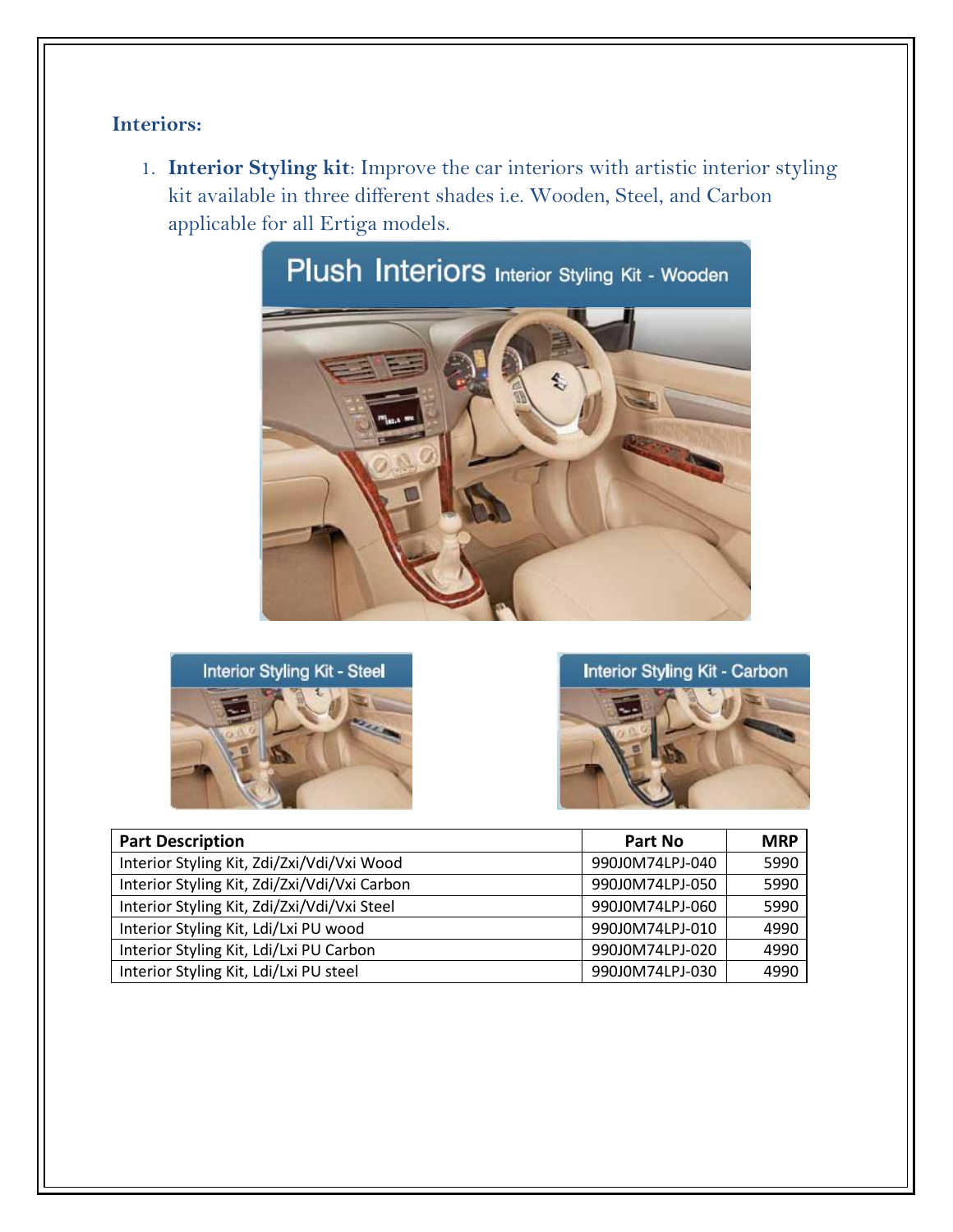**Interiors:**

1. **Interior Styling kit**: Improve the car interiors with artistic interior styling kit available in three different shades i.e. Wooden, Steel, and Carbon applicable for all Ertiga models.

| Part Description | Part No | MRP |
|---|---|---|
| Interior Styling Kit, Zdi/Zxi/Vdi/Vxi Wood | 990J0M74LPJ-040 | 5990 |
| Interior Styling Kit, Zdi/Zxi/Vdi/Vxi Carbon | 990J0M74LPJ-050 | 5990 |
| Interior Styling Kit, Zdi/Zxi/Vdi/Vxi Steel | 990J0M74LPJ-060 | 5990 |
| Interior Styling Kit, Ldi/Lxi PU wood | 990J0M74LPJ-010 | 4990 |
| Interior Styling Kit, Ldi/Lxi PU Carbon | 990J0M74LPJ-020 | 4990 |
| Interior Styling Kit, Ldi/Lxi PU steel | 990J0M74LPJ-030 | 4990 |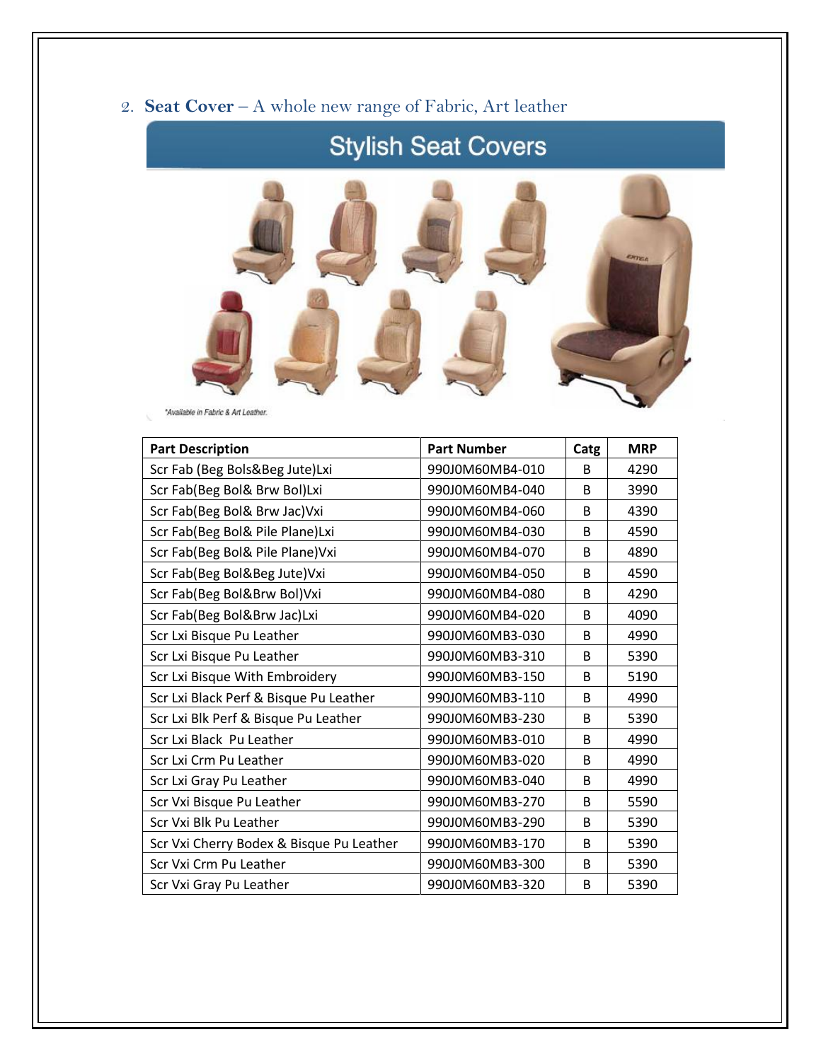2. **Seat Cover** – A whole new range of Fabric, Art leather

Stylish Seat Covers

*Available in Fabric & Art Leather.

| Part Description | Part Number | Catg | MRP |
|---|---|---|---|
| Scr Fab (Beg Bols&Beg Jute)Lxi | 990J0M60MB4-010 | B | 4290 |
| Scr Fab(Beg Bol& Brw Bol)Lxi | 990J0M60MB4-040 | B | 3990 |
| Scr Fab(Beg Bol& Brw Jac)Vxi | 990J0M60MB4-060 | B | 4390 |
| Scr Fab(Beg Bol& Pile Plane)Lxi | 990J0M60MB4-030 | B | 4590 |
| Scr Fab(Beg Bol& Pile Plane)Vxi | 990J0M60MB4-070 | B | 4890 |
| Scr Fab(Beg Bol&Beg Jute)Vxi | 990J0M60MB4-050 | B | 4590 |
| Scr Fab(Beg Bol&Brw Bol)Vxi | 990J0M60MB4-080 | B | 4290 |
| Scr Fab(Beg Bol&Brw Jac)Lxi | 990J0M60MB4-020 | B | 4090 |
| Scr Lxi Bisque Pu Leather | 990J0M60MB3-030 | B | 4990 |
| Scr Lxi Bisque Pu Leather | 990J0M60MB3-310 | B | 5390 |
| Scr Lxi Bisque With Embroidery | 990J0M60MB3-150 | B | 5190 |
| Scr Lxi Black Perf & Bisque Pu Leather | 990J0M60MB3-110 | B | 4990 |
| Scr Lxi Blk Perf & Bisque Pu Leather | 990J0M60MB3-230 | B | 5390 |
| Scr Lxi Black Pu Leather | 990J0M60MB3-010 | B | 4990 |
| Scr Lxi Crm Pu Leather | 990J0M60MB3-020 | B | 4990 |
| Scr Lxi Gray Pu Leather | 990J0M60MB3-040 | B | 4990 |
| Scr Vxi Bisque Pu Leather | 990J0M60MB3-270 | B | 5590 |
| Scr Vxi Blk Pu Leather | 990J0M60MB3-290 | B | 5390 |
| Scr Vxi Cherry Bodex & Bisque Pu Leather | 990J0M60MB3-170 | B | 5390 |
| Scr Vxi Crm Pu Leather | 990J0M60MB3-300 | B | 5390 |
| Scr Vxi Gray Pu Leather | 990J0M60MB3-320 | B | 5390 |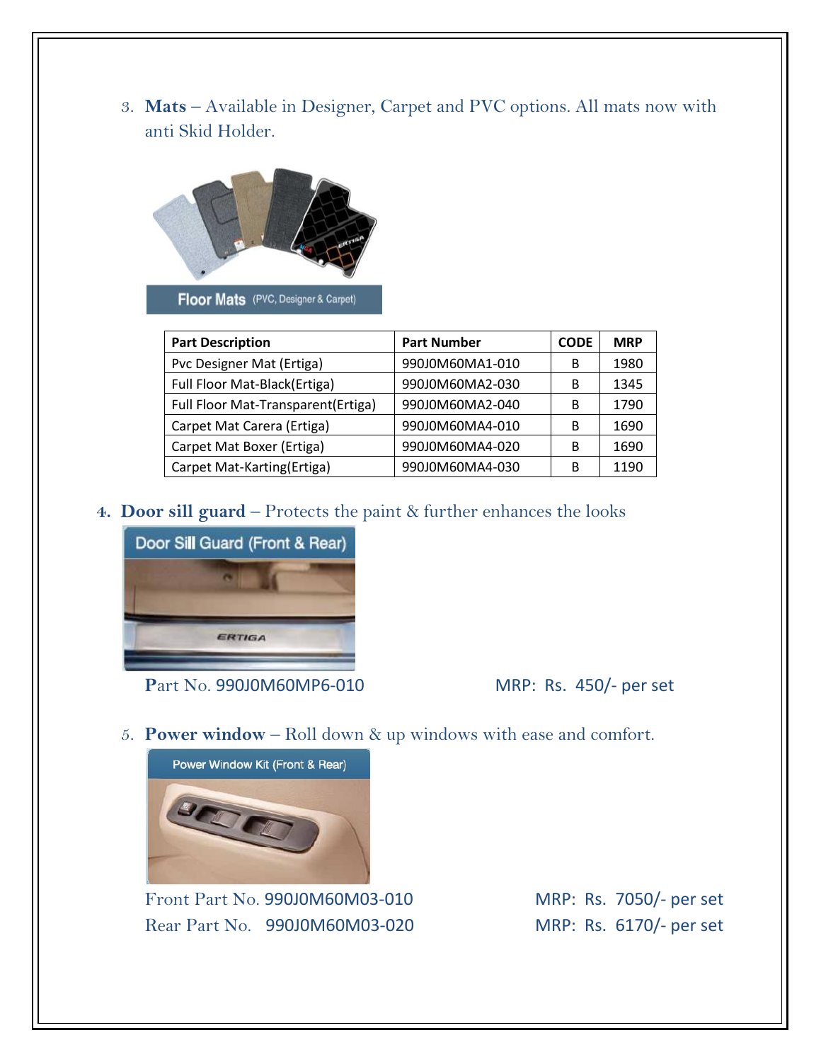3. **Mats** – Available in Designer, Carpet and PVC options. All mats now with anti Skid Holder.

Floor Mats (PVC, Designer & Carpet)

| Part Description | Part Number | CODE | MRP |
|---|---|---|---|
| Pvc Designer Mat (Ertiga) | 990J0M60MA1-010 | B | 1980 |
| Full Floor Mat-Black(Ertiga) | 990J0M60MA2-030 | B | 1345 |
| Full Floor Mat-Transparent(Ertiga) | 990J0M60MA2-040 | B | 1790 |
| Carpet Mat Carera (Ertiga) | 990J0M60MA4-010 | B | 1690 |
| Carpet Mat Boxer (Ertiga) | 990J0M60MA4-020 | B | 1690 |
| Carpet Mat-Karting(Ertiga) | 990J0M60MA4-030 | B | 1190 |

4. **Door sill guard** – Protects the paint & further enhances the looks

Door Sill Guard (Front & Rear)

Part No. 990J0M60MP6-010 MRP: Rs. 450/- per set

5. **Power window** – Roll down & up windows with ease and comfort.

Power Window Kit (Front & Rear)

Front Part No. 990J0M60M03-010 MRP: Rs. 7050/- per set

Rear Part No. 990J0M60M03-020 MRP: Rs. 6170/- per set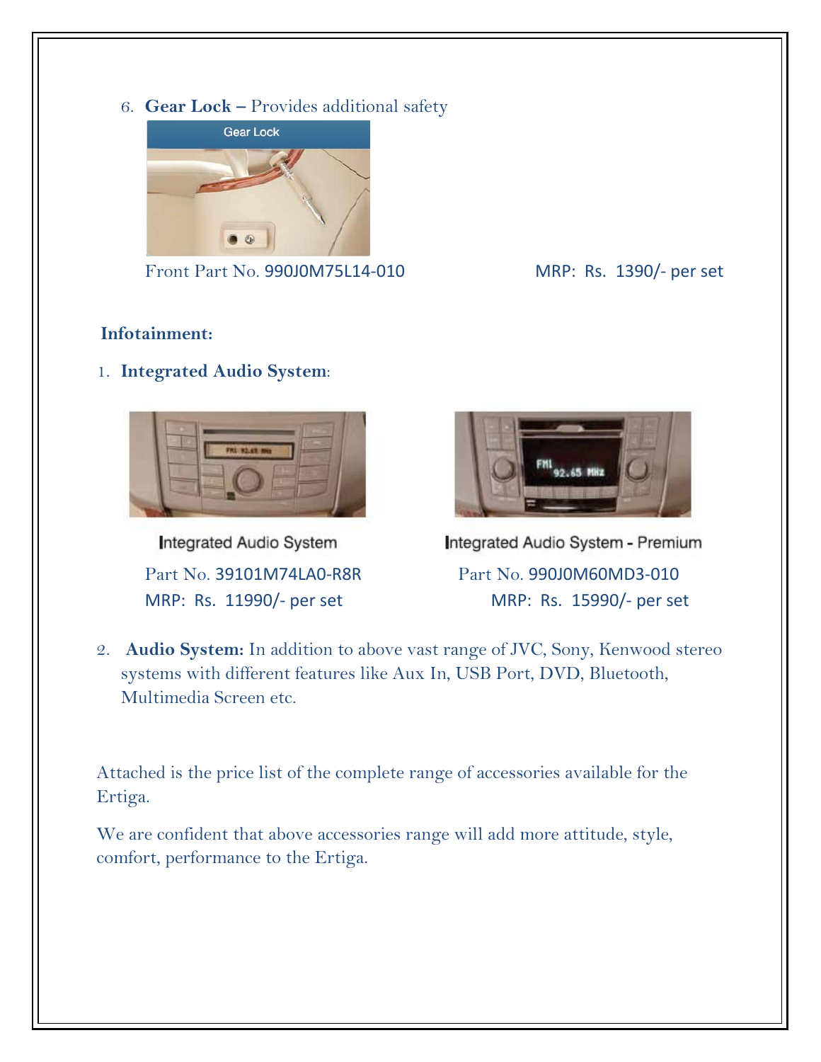6. **Gear Lock –** Provides additional safety

Gear Lock

Front Part No. 990J0M75L14-010 MRP: Rs. 1390/- per set

**Infotainment:**

1. **Integrated Audio System**:

Integrated Audio System

Part No. 39101M74LA0-R8R
MRP: Rs. 11990/- per set

Integrated Audio System - Premium

Part No. 990J0M60MD3-010
MRP: Rs. 15990/- per set

2. **Audio System:** In addition to above vast range of JVC, Sony, Kenwood stereo systems with different features like Aux In, USB Port, DVD, Bluetooth, Multimedia Screen etc.

Attached is the price list of the complete range of accessories available for the Ertiga.

We are confident that above accessories range will add more attitude, style, comfort, performance to the Ertiga.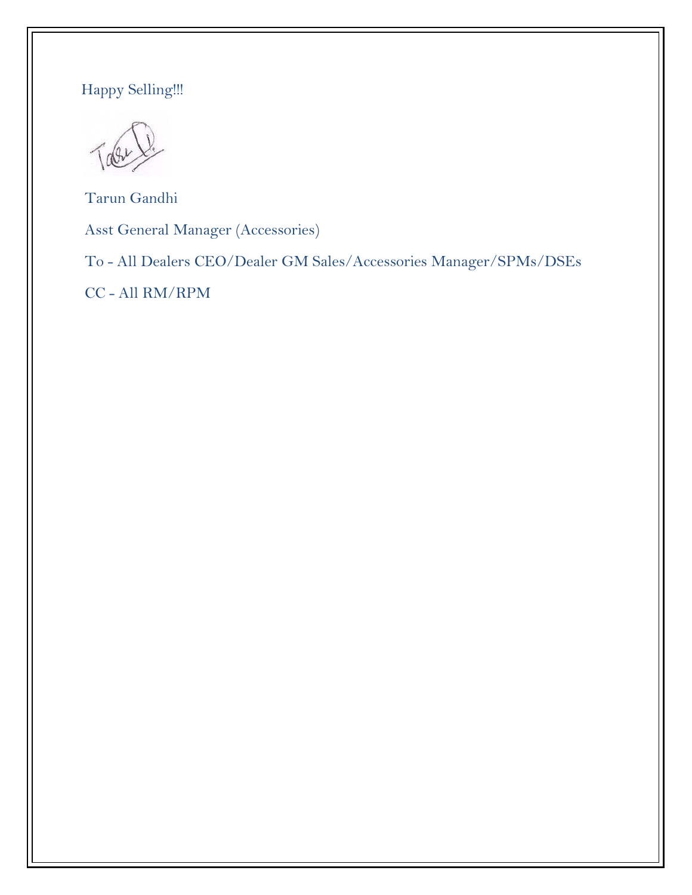Happy Selling!!!

Tarun Gandhi

Asst General Manager (Accessories)

To - All Dealers CEO/Dealer GM Sales/Accessories Manager/SPMs/DSEs

CC - All RM/RPM